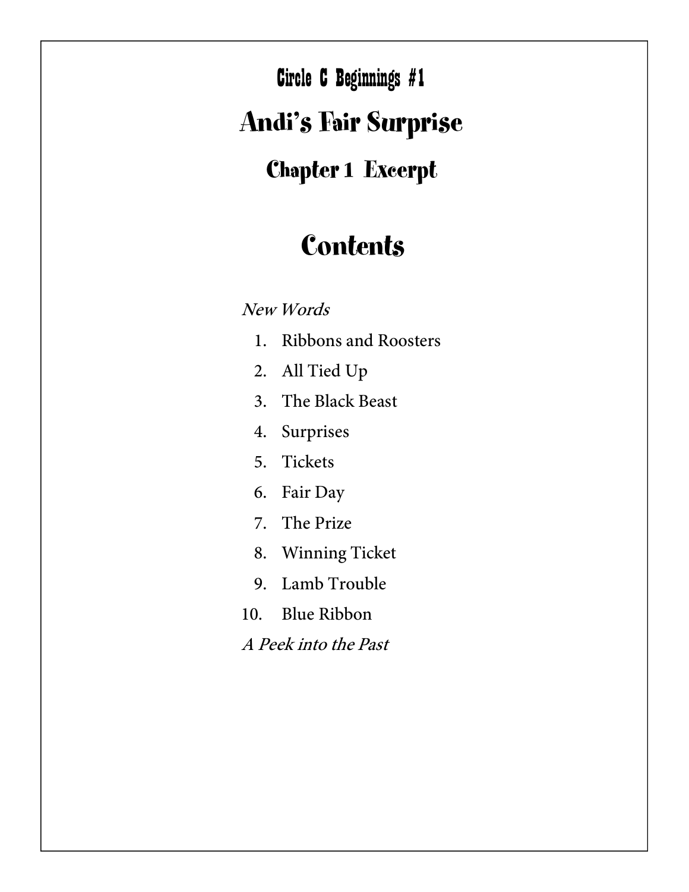## Circle C Beginnings #1

# Andi's Fair Surprise

## Chapter 1 Excerpt

# Contents

*New Words*

1. Ribbons and Roosters
2. All Tied Up
3. The Black Beast
4. Surprises
5. Tickets
6. Fair Day
7. The Prize
8. Winning Ticket
9. Lamb Trouble
10. Blue Ribbon

*A Peek into the Past*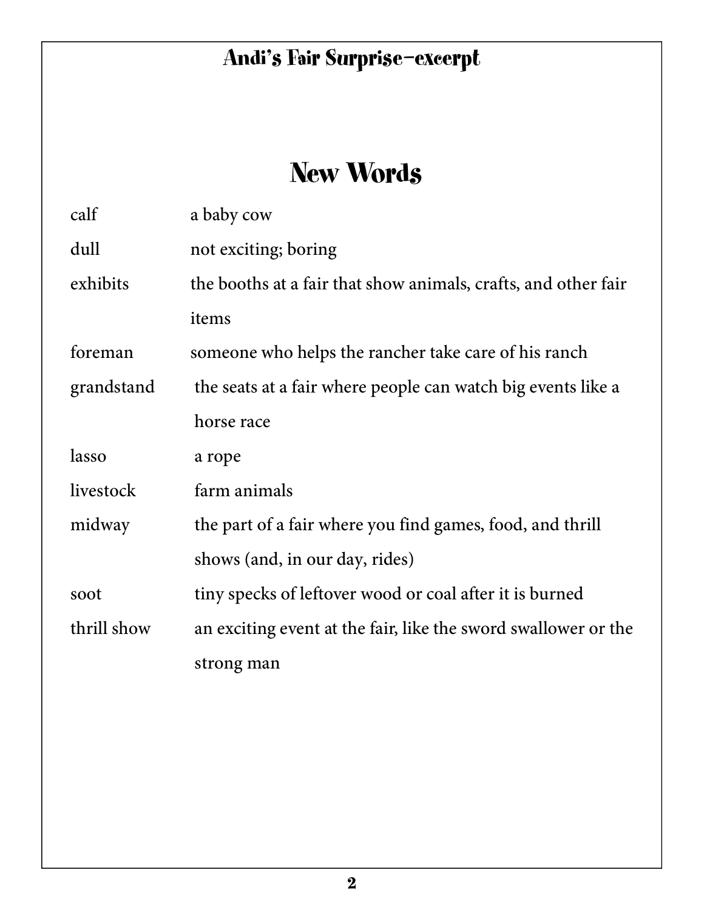## New Words

| | |
|---|---|
| calf | a baby cow |
| dull | not exciting; boring |
| exhibits | the booths at a fair that show animals, crafts, and other fair items |
| foreman | someone who helps the rancher take care of his ranch |
| grandstand | the seats at a fair where people can watch big events like a horse race |
| lasso | a rope |
| livestock | farm animals |
| midway | the part of a fair where you find games, food, and thrill shows (and, in our day, rides) |
| soot | tiny specks of leftover wood or coal after it is burned |
| thrill show | an exciting event at the fair, like the sword swallower or the strong man |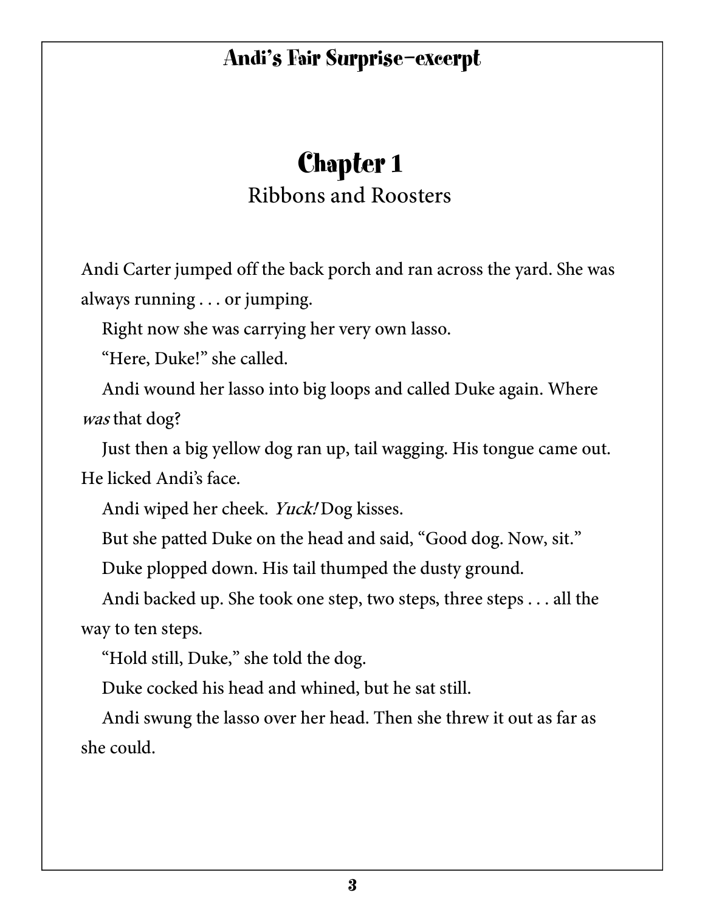# Chapter 1

## Ribbons and Roosters

Andi Carter jumped off the back porch and ran across the yard. She was always running . . . or jumping.

Right now she was carrying her very own lasso.

"Here, Duke!" she called.

Andi wound her lasso into big loops and called Duke again. Where *was* that dog?

Just then a big yellow dog ran up, tail wagging. His tongue came out. He licked Andi's face.

Andi wiped her cheek. *Yuck!* Dog kisses.

But she patted Duke on the head and said, "Good dog. Now, sit."

Duke plopped down. His tail thumped the dusty ground.

Andi backed up. She took one step, two steps, three steps . . . all the way to ten steps.

"Hold still, Duke," she told the dog.

Duke cocked his head and whined, but he sat still.

Andi swung the lasso over her head. Then she threw it out as far as she could.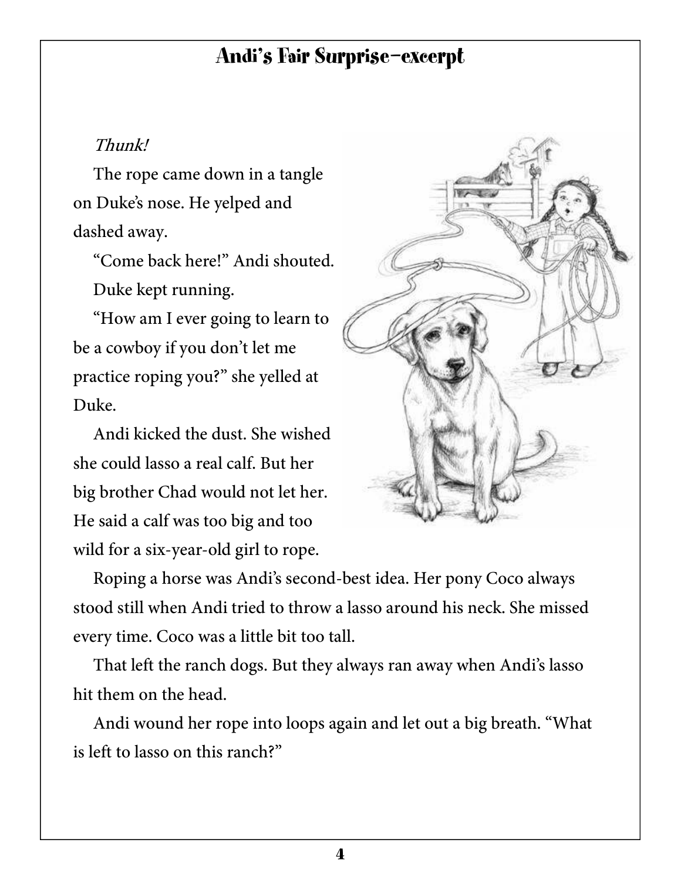# Andi's Fair Surprise—excerpt

*Thunk!*

The rope came down in a tangle on Duke's nose. He yelped and dashed away.

"Come back here!" Andi shouted.

Duke kept running.

"How am I ever going to learn to be a cowboy if you don't let me practice roping you?" she yelled at Duke.

Andi kicked the dust. She wished she could lasso a real calf. But her big brother Chad would not let her. He said a calf was too big and too wild for a six-year-old girl to rope.

Roping a horse was Andi's second-best idea. Her pony Coco always stood still when Andi tried to throw a lasso around his neck. She missed every time. Coco was a little bit too tall.

That left the ranch dogs. But they always ran away when Andi's lasso hit them on the head.

Andi wound her rope into loops again and let out a big breath. "What is left to lasso on this ranch?"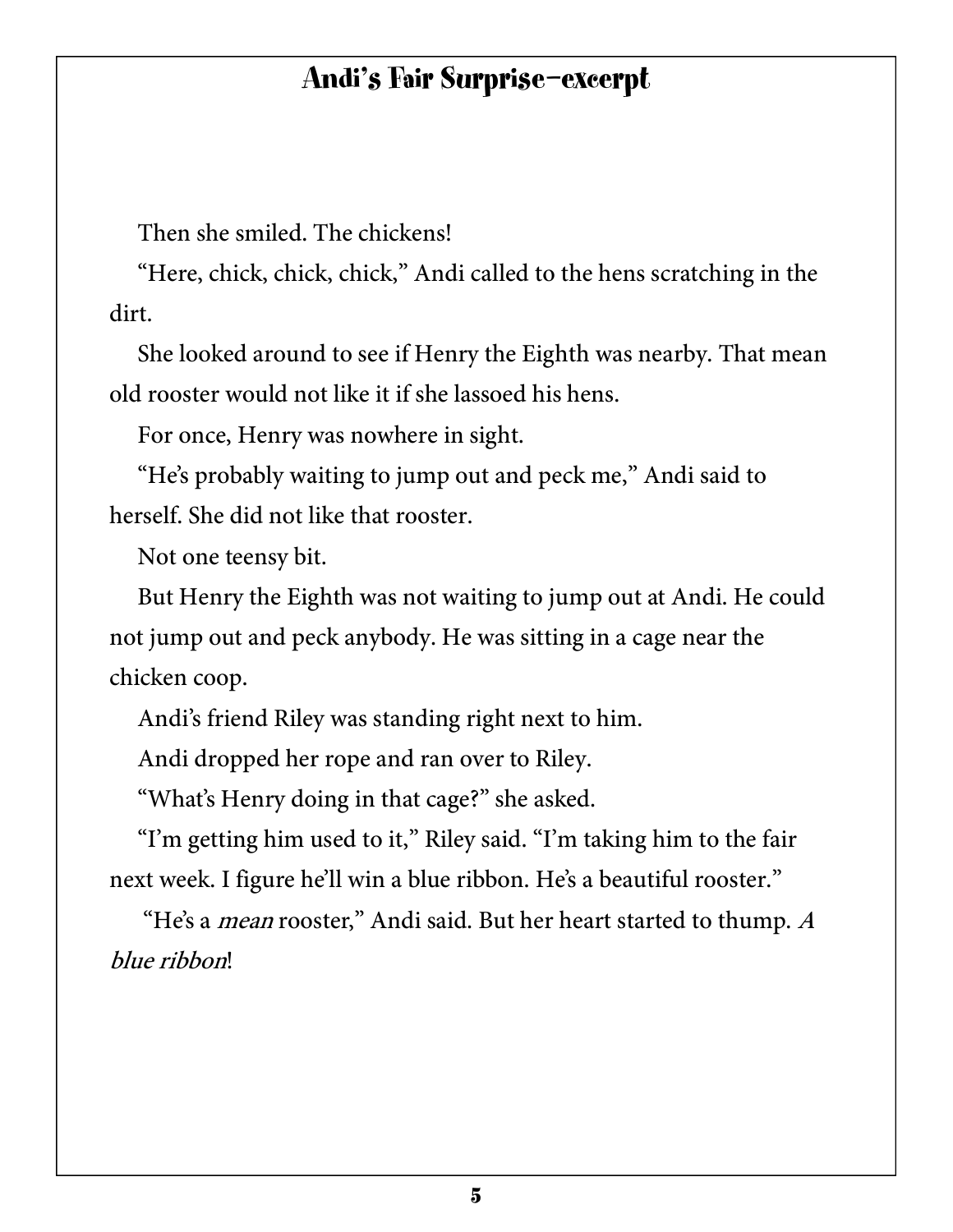# Andi's Fair Surprise–excerpt

Then she smiled. The chickens!

"Here, chick, chick, chick," Andi called to the hens scratching in the dirt.

She looked around to see if Henry the Eighth was nearby. That mean old rooster would not like it if she lassoed his hens.

For once, Henry was nowhere in sight.

"He's probably waiting to jump out and peck me," Andi said to herself. She did not like that rooster.

Not one teensy bit.

But Henry the Eighth was not waiting to jump out at Andi. He could not jump out and peck anybody. He was sitting in a cage near the chicken coop.

Andi's friend Riley was standing right next to him.

Andi dropped her rope and ran over to Riley.

"What's Henry doing in that cage?" she asked.

"I'm getting him used to it," Riley said. "I'm taking him to the fair next week. I figure he'll win a blue ribbon. He's a beautiful rooster."

"He's a *mean* rooster," Andi said. But her heart started to thump. *A blue ribbon*!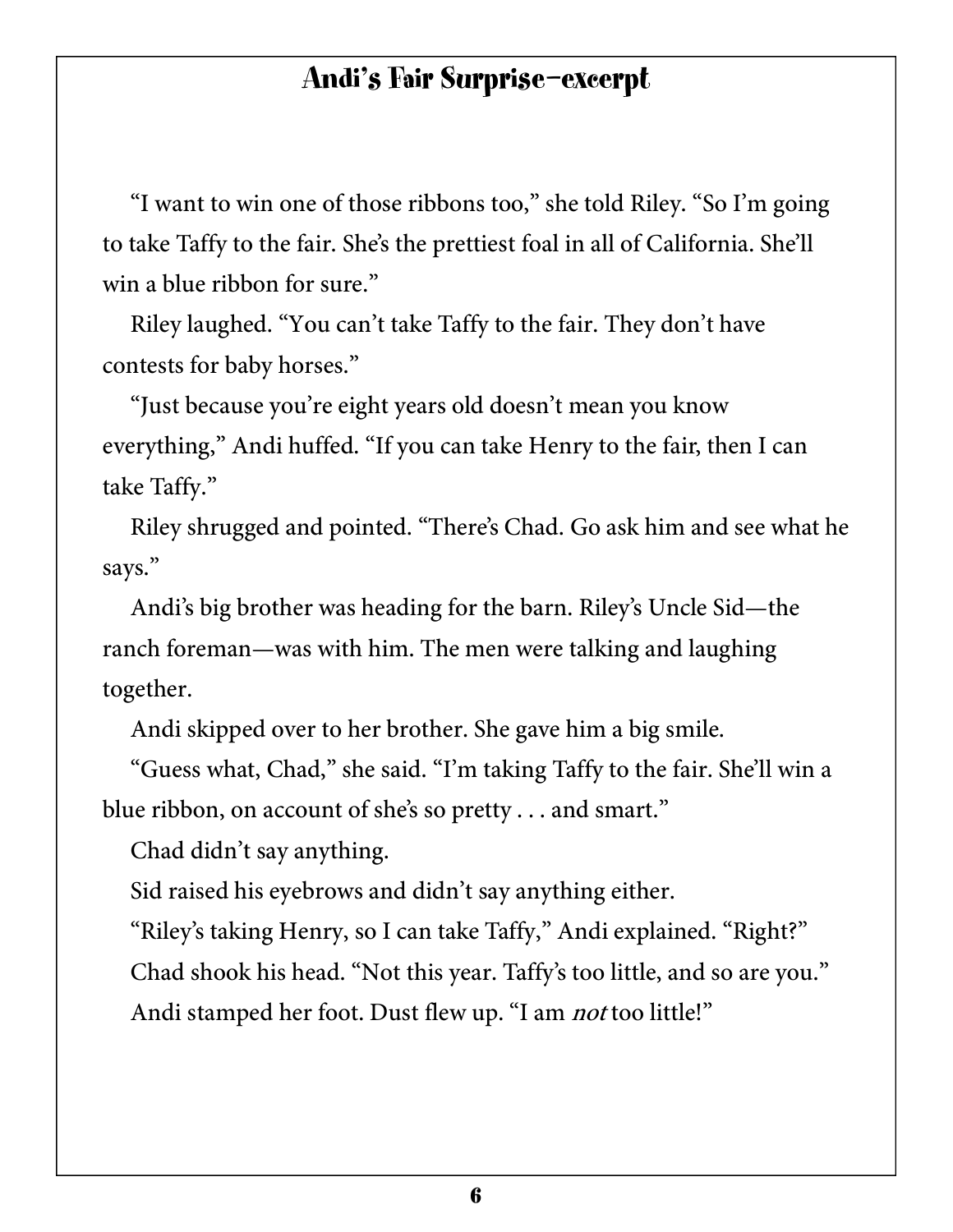# Andi's Fair Surprise–excerpt

"I want to win one of those ribbons too," she told Riley. "So I'm going to take Taffy to the fair. She's the prettiest foal in all of California. She'll win a blue ribbon for sure."

Riley laughed. "You can't take Taffy to the fair. They don't have contests for baby horses."

"Just because you're eight years old doesn't mean you know everything," Andi huffed. "If you can take Henry to the fair, then I can take Taffy."

Riley shrugged and pointed. "There's Chad. Go ask him and see what he says."

Andi's big brother was heading for the barn. Riley's Uncle Sid—the ranch foreman—was with him. The men were talking and laughing together.

Andi skipped over to her brother. She gave him a big smile.

"Guess what, Chad," she said. "I'm taking Taffy to the fair. She'll win a blue ribbon, on account of she's so pretty . . . and smart."

Chad didn't say anything.

Sid raised his eyebrows and didn't say anything either.

"Riley's taking Henry, so I can take Taffy," Andi explained. "Right?"

Chad shook his head. "Not this year. Taffy's too little, and so are you."

Andi stamped her foot. Dust flew up. "I am *not* too little!"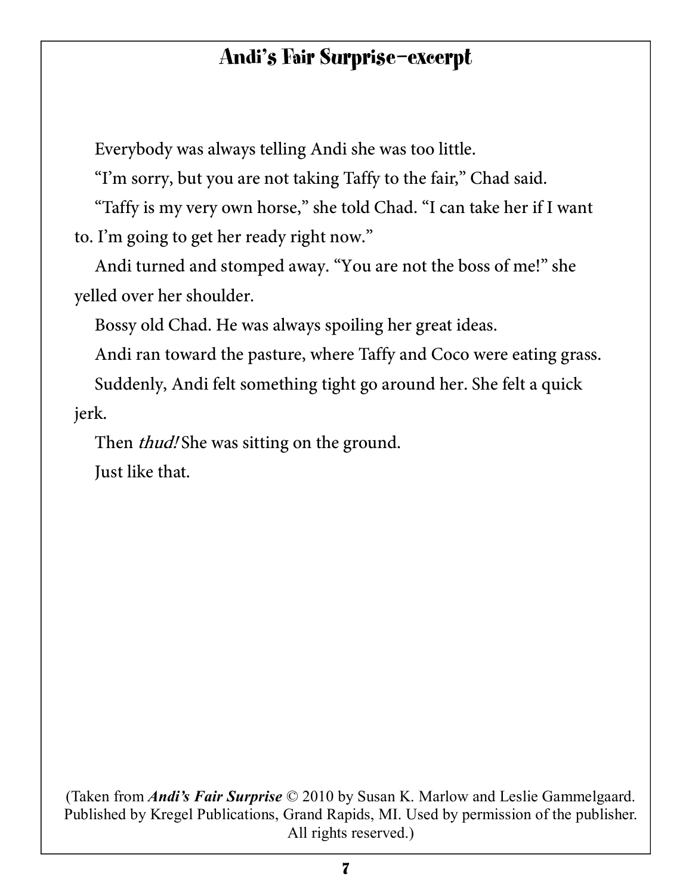# Andi's Fair Surprise–excerpt

Everybody was always telling Andi she was too little.

"I'm sorry, but you are not taking Taffy to the fair," Chad said.

"Taffy is my very own horse," she told Chad. "I can take her if I want to. I'm going to get her ready right now."

Andi turned and stomped away. "You are not the boss of me!" she yelled over her shoulder.

Bossy old Chad. He was always spoiling her great ideas.

Andi ran toward the pasture, where Taffy and Coco were eating grass.

Suddenly, Andi felt something tight go around her. She felt a quick jerk.

Then *thud!* She was sitting on the ground.

Just like that.

(Taken from ***Andi's Fair Surprise*** © 2010 by Susan K. Marlow and Leslie Gammelgaard. Published by Kregel Publications, Grand Rapids, MI. Used by permission of the publisher. All rights reserved.)